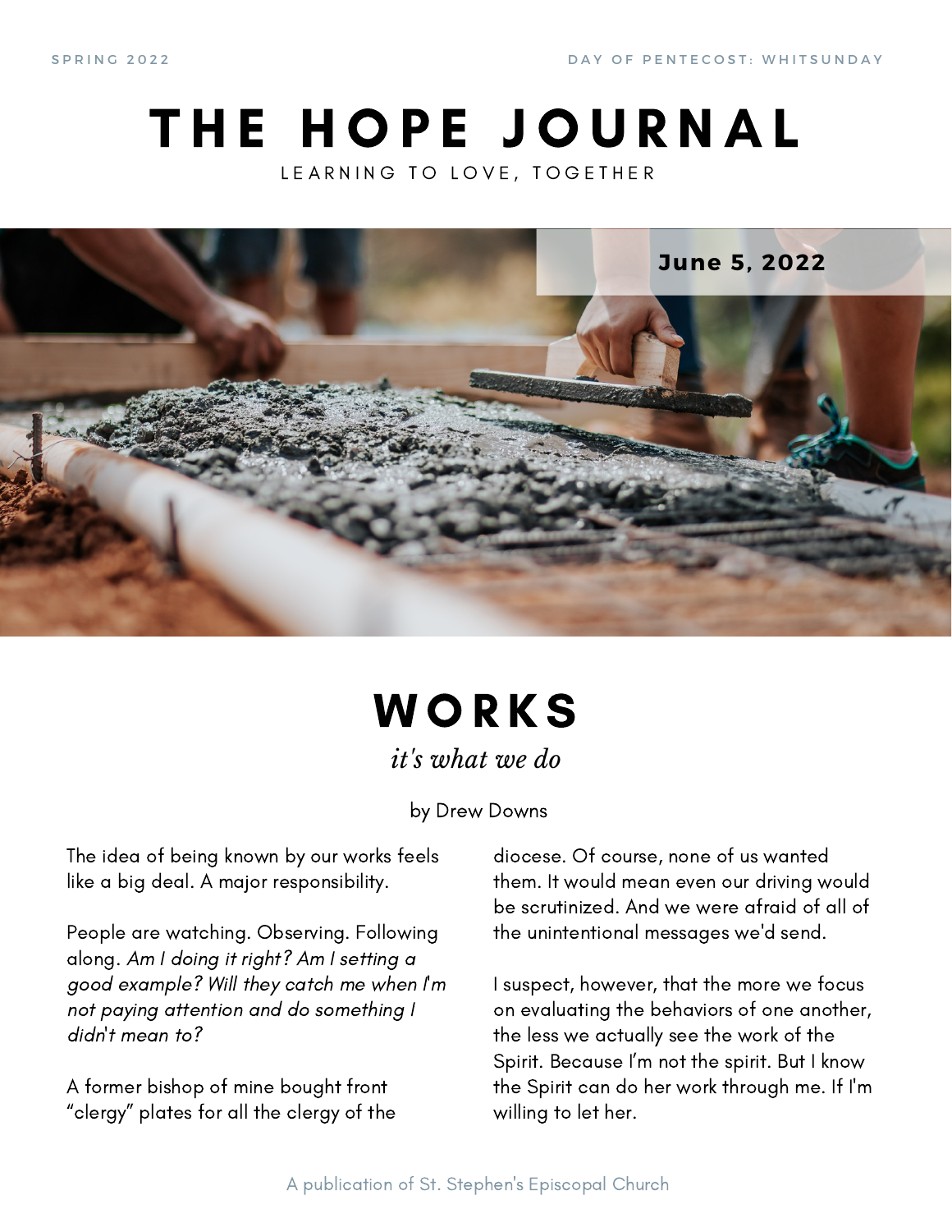SPRING 2022

DAY OF PENTECOST: WHITSUNDAY

# THE HOPE JOURNAL

LEARNING TO LOVE, TOGETHER

**June 5, 2022**

## WORKS

*it's what we do*

by Drew Downs

The idea of being known by our works feels like a big deal. A major responsibility.

People are watching. Observing. Following along. *Am I doing it right? Am I setting a good example? Will they catch me when I'm not paying attention and do something I didn't mean to?*

A former bishop of mine bought front “clergy” plates for all the clergy of the diocese. Of course, none of us wanted them. It would mean even our driving would be scrutinized. And we were afraid of all of the unintentional messages we'd send.

I suspect, however, that the more we focus on evaluating the behaviors of one another, the less we actually see the work of the Spirit. Because I’m not the spirit. But I know the Spirit can do her work through me. If I'm willing to let her.

A publication of St. Stephen's Episcopal Church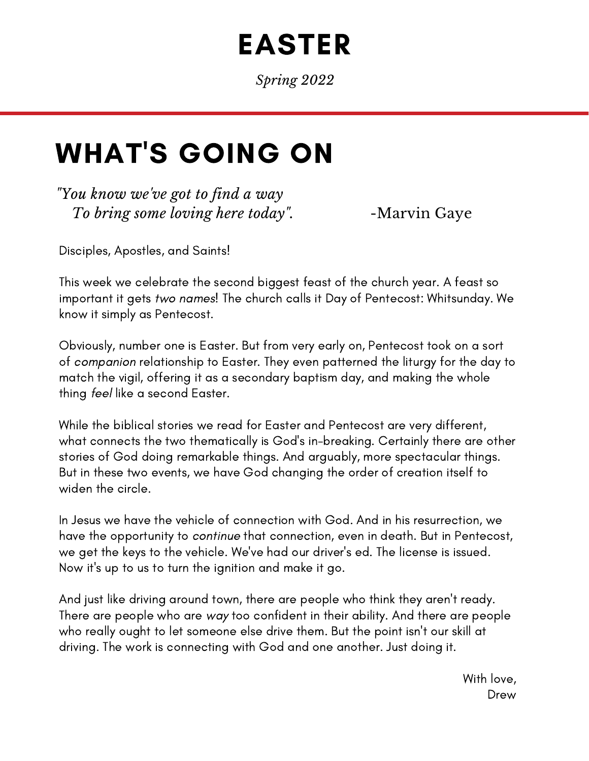# EASTER

*Spring 2022*

## WHAT'S GOING ON

*"You know we've got to find a way*
*To bring some loving here today".* -Marvin Gaye

Disciples, Apostles, and Saints!

This week we celebrate the second biggest feast of the church year. A feast so important it gets *two names*! The church calls it Day of Pentecost: Whitsunday. We know it simply as Pentecost.

Obviously, number one is Easter. But from very early on, Pentecost took on a sort of *companion* relationship to Easter. They even patterned the liturgy for the day to match the vigil, offering it as a secondary baptism day, and making the whole thing *feel* like a second Easter.

While the biblical stories we read for Easter and Pentecost are very different, what connects the two thematically is God's in-breaking. Certainly there are other stories of God doing remarkable things. And arguably, more spectacular things. But in these two events, we have God changing the order of creation itself to widen the circle.

In Jesus we have the vehicle of connection with God. And in his resurrection, we have the opportunity to *continue* that connection, even in death. But in Pentecost, we get the keys to the vehicle. We've had our driver's ed. The license is issued. Now it's up to us to turn the ignition and make it go.

And just like driving around town, there are people who think they aren't ready. There are people who are *way* too confident in their ability. And there are people who really ought to let someone else drive them. But the point isn't our skill at driving. The work is connecting with God and one another. Just doing it.

With love,
Drew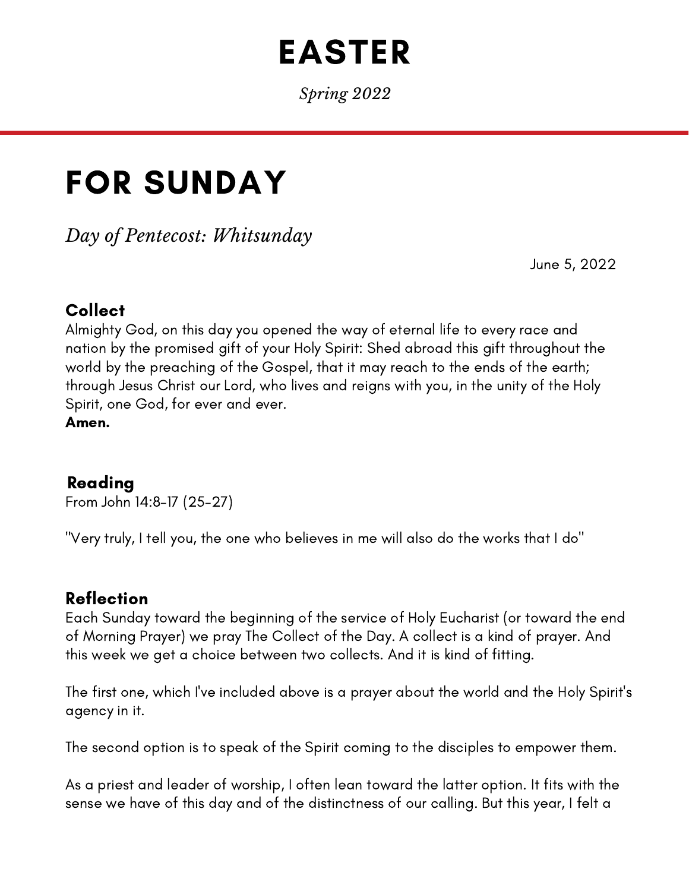# EASTER

*Spring 2022*

# FOR SUNDAY

*Day of Pentecost: Whitsunday*

June 5, 2022

### Collect

Almighty God, on this day you opened the way of eternal life to every race and nation by the promised gift of your Holy Spirit: Shed abroad this gift throughout the world by the preaching of the Gospel, that it may reach to the ends of the earth; through Jesus Christ our Lord, who lives and reigns with you, in the unity of the Holy Spirit, one God, for ever and ever.
**Amen.**

### Reading

From John 14:8-17 (25-27)

"Very truly, I tell you, the one who believes in me will also do the works that I do"

### Reflection

Each Sunday toward the beginning of the service of Holy Eucharist (or toward the end of Morning Prayer) we pray The Collect of the Day. A collect is a kind of prayer. And this week we get a choice between two collects. And it is kind of fitting.

The first one, which I've included above is a prayer about the world and the Holy Spirit's agency in it.

The second option is to speak of the Spirit coming to the disciples to empower them.

As a priest and leader of worship, I often lean toward the latter option. It fits with the sense we have of this day and of the distinctness of our calling. But this year, I felt a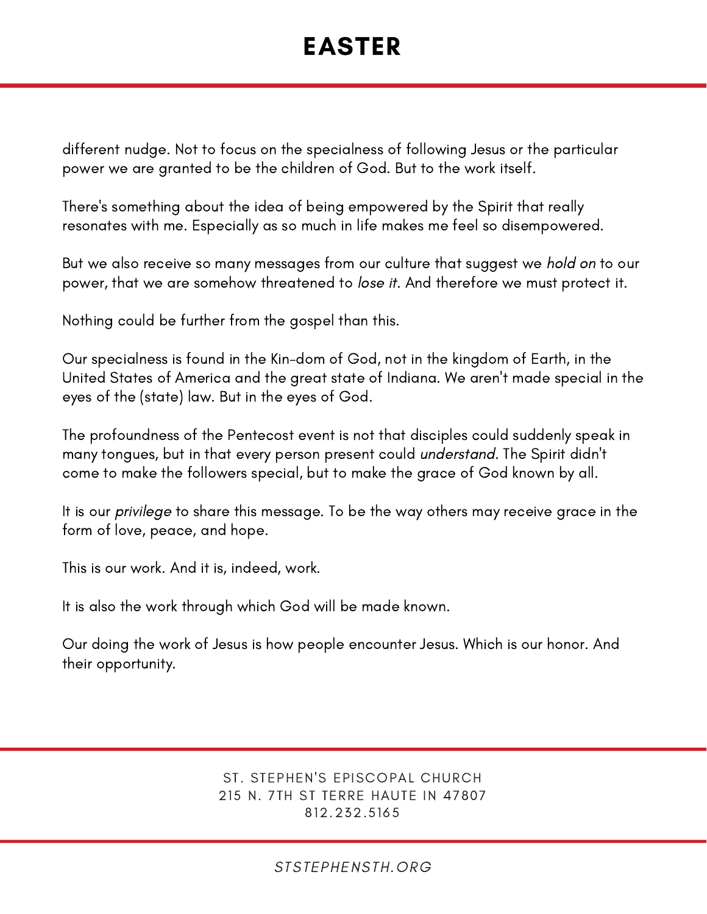different nudge. Not to focus on the specialness of following Jesus or the particular power we are granted to be the children of God. But to the work itself.

There's something about the idea of being empowered by the Spirit that really resonates with me. Especially as so much in life makes me feel so disempowered.

But we also receive so many messages from our culture that suggest we *hold on* to our power, that we are somehow threatened to *lose it*. And therefore we must protect it.

Nothing could be further from the gospel than this.

Our specialness is found in the Kin-dom of God, not in the kingdom of Earth, in the United States of America and the great state of Indiana. We aren't made special in the eyes of the (state) law. But in the eyes of God.

The profoundness of the Pentecost event is not that disciples could suddenly speak in many tongues, but in that every person present could *understand*. The Spirit didn't come to make the followers special, but to make the grace of God known by all.

It is our *privilege* to share this message. To be the way others may receive grace in the form of love, peace, and hope.

This is our work. And it is, indeed, work.

It is also the work through which God will be made known.

Our doing the work of Jesus is how people encounter Jesus. Which is our honor. And their opportunity.